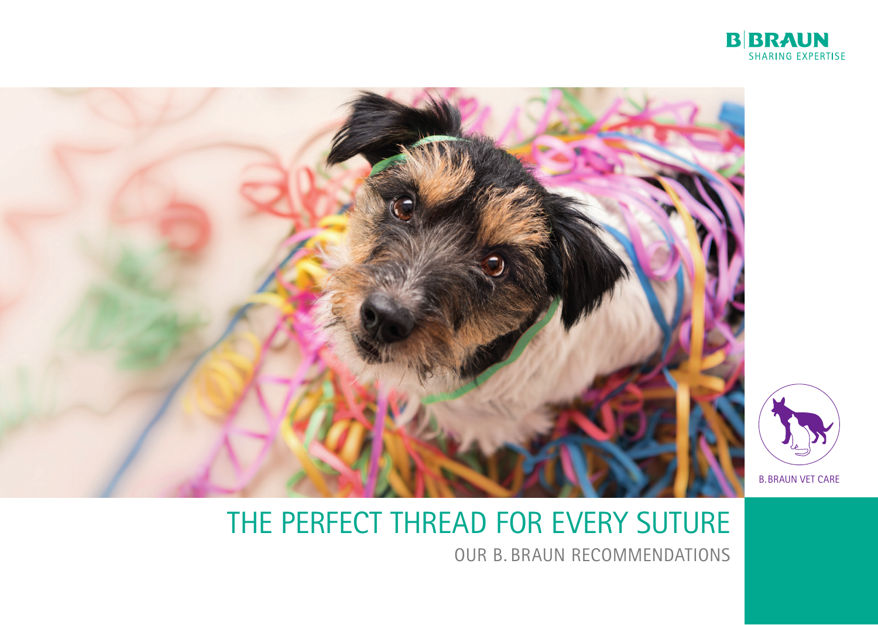B|BRAUN
SHARING EXPERTISE

B. BRAUN VET CARE

# THE PERFECT THREAD FOR EVERY SUTURE

## OUR B. BRAUN RECOMMENDATIONS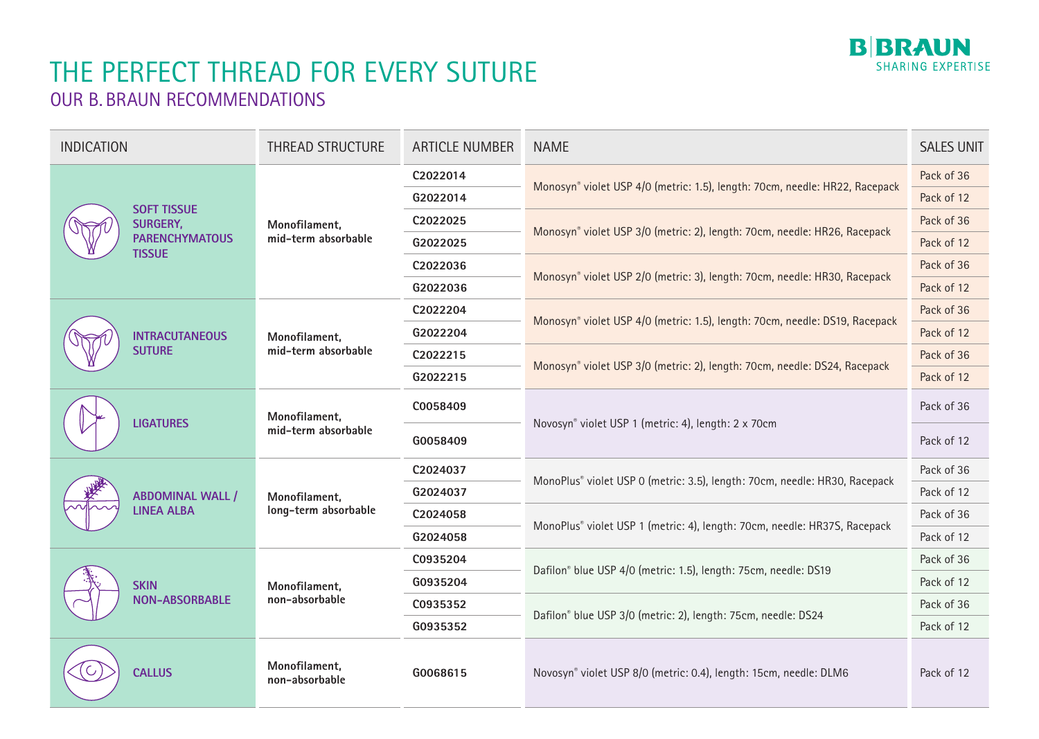# THE PERFECT THREAD FOR EVERY SUTURE

## OUR B. BRAUN RECOMMENDATIONS

| INDICATION | THREAD STRUCTURE | ARTICLE NUMBER | NAME | SALES UNIT |
|---|---|---|---|---|
| **SOFT TISSUE SURGERY, PARENCHYMATOUS TISSUE** | **Monofilament, mid-term absorbable** | **C2022014** | Monosyn® violet USP 4/0 (metric: 1.5), length: 70cm, needle: HR22, Racepack | Pack of 36 |
| | | **G2022014** | | Pack of 12 |
| | | **C2022025** | Monosyn® violet USP 3/0 (metric: 2), length: 70cm, needle: HR26, Racepack | Pack of 36 |
| | | **G2022025** | | Pack of 12 |
| | | **C2022036** | Monosyn® violet USP 2/0 (metric: 3), length: 70cm, needle: HR30, Racepack | Pack of 36 |
| | | **G2022036** | | Pack of 12 |
| **INTRACUTANEOUS SUTURE** | **Monofilament, mid-term absorbable** | **C2022204** | Monosyn® violet USP 4/0 (metric: 1.5), length: 70cm, needle: DS19, Racepack | Pack of 36 |
| | | **G2022204** | | Pack of 12 |
| | | **C2022215** | Monosyn® violet USP 3/0 (metric: 2), length: 70cm, needle: DS24, Racepack | Pack of 36 |
| | | **G2022215** | | Pack of 12 |
| **LIGATURES** | **Monofilament, mid-term absorbable** | **C0058409** | Novosyn® violet USP 1 (metric: 4), length: 2 x 70cm | Pack of 36 |
| | | **G0058409** | | Pack of 12 |
| **ABDOMINAL WALL / LINEA ALBA** | **Monofilament, long-term absorbable** | **C2024037** | MonoPlus® violet USP 0 (metric: 3.5), length: 70cm, needle: HR30, Racepack | Pack of 36 |
| | | **G2024037** | | Pack of 12 |
| | | **C2024058** | MonoPlus® violet USP 1 (metric: 4), length: 70cm, needle: HR37S, Racepack | Pack of 36 |
| | | **G2024058** | | Pack of 12 |
| **SKIN NON-ABSORBABLE** | **Monofilament, non-absorbable** | **C0935204** | Dafilon® blue USP 4/0 (metric: 1.5), length: 75cm, needle: DS19 | Pack of 36 |
| | | **G0935204** | | Pack of 12 |
| | | **C0935352** | Dafilon® blue USP 3/0 (metric: 2), length: 75cm, needle: DS24 | Pack of 36 |
| | | **G0935352** | | Pack of 12 |
| **CALLUS** | **Monofilament, non-absorbable** | **G0068615** | Novosyn® violet USP 8/0 (metric: 0.4), length: 15cm, needle: DLM6 | Pack of 12 |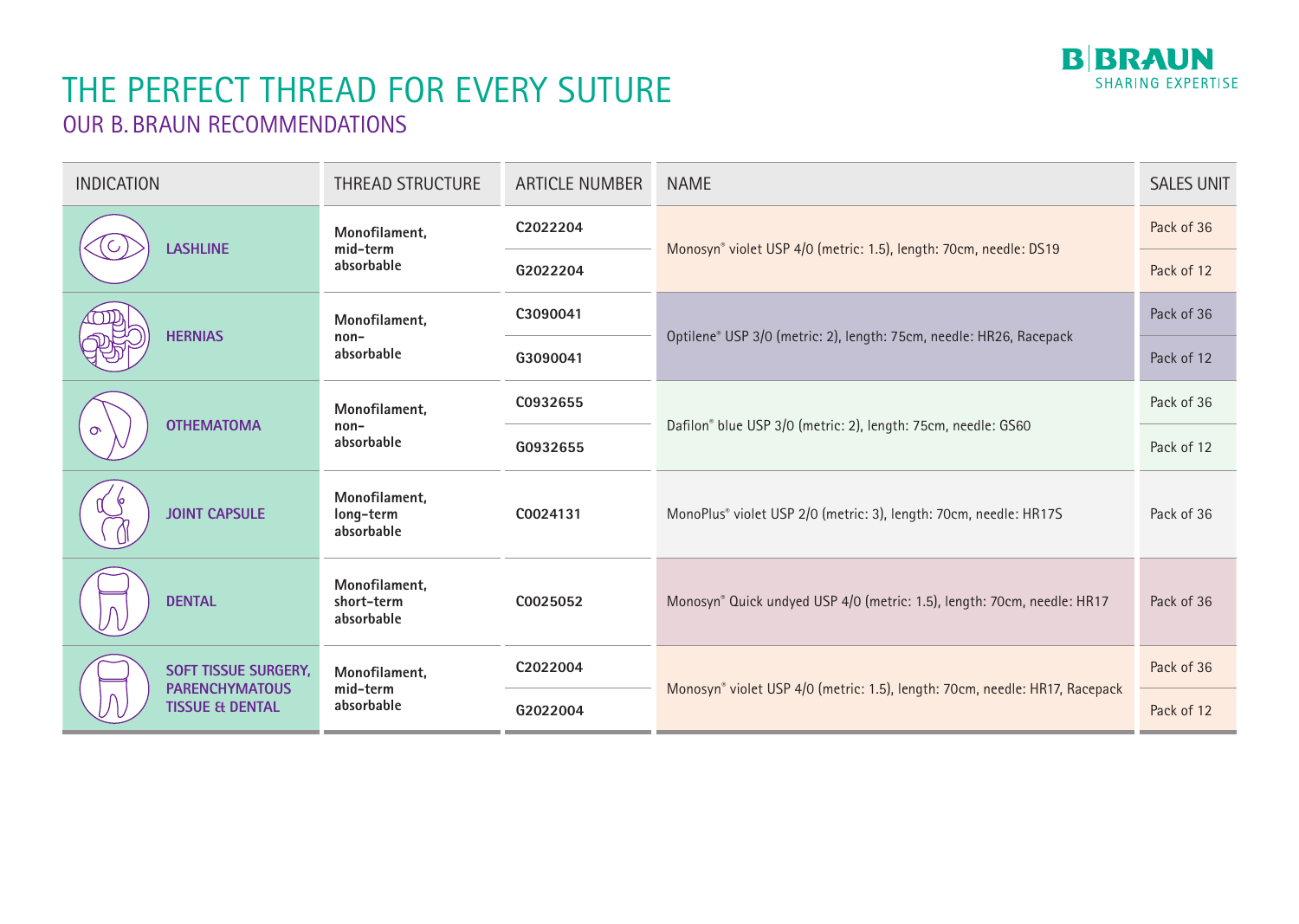# THE PERFECT THREAD FOR EVERY SUTURE

## OUR B. BRAUN RECOMMENDATIONS

| INDICATION | THREAD STRUCTURE | ARTICLE NUMBER | NAME | SALES UNIT |
|---|---|---|---|---|
| **LASHLINE** | **Monofilament, mid-term absorbable** | **C2022204** | Monosyn® violet USP 4/0 (metric: 1.5), length: 70cm, needle: DS19 | Pack of 36 |
| | | **G2022204** | | Pack of 12 |
| **HERNIAS** | **Monofilament, non-absorbable** | **C3090041** | Optilene® USP 3/0 (metric: 2), length: 75cm, needle: HR26, Racepack | Pack of 36 |
| | | **G3090041** | | Pack of 12 |
| **OTHEMATOMA** | **Monofilament, non-absorbable** | **C0932655** | Dafilon® blue USP 3/0 (metric: 2), length: 75cm, needle: GS60 | Pack of 36 |
| | | **G0932655** | | Pack of 12 |
| **JOINT CAPSULE** | **Monofilament, long-term absorbable** | **C0024131** | MonoPlus® violet USP 2/0 (metric: 3), length: 70cm, needle: HR17S | Pack of 36 |
| **DENTAL** | **Monofilament, short-term absorbable** | **C0025052** | Monosyn® Quick undyed USP 4/0 (metric: 1.5), length: 70cm, needle: HR17 | Pack of 36 |
| **SOFT TISSUE SURGERY, PARENCHYMATOUS TISSUE & DENTAL** | **Monofilament, mid-term absorbable** | **C2022004** | Monosyn® violet USP 4/0 (metric: 1.5), length: 70cm, needle: HR17, Racepack | Pack of 36 |
| | | **G2022004** | | Pack of 12 |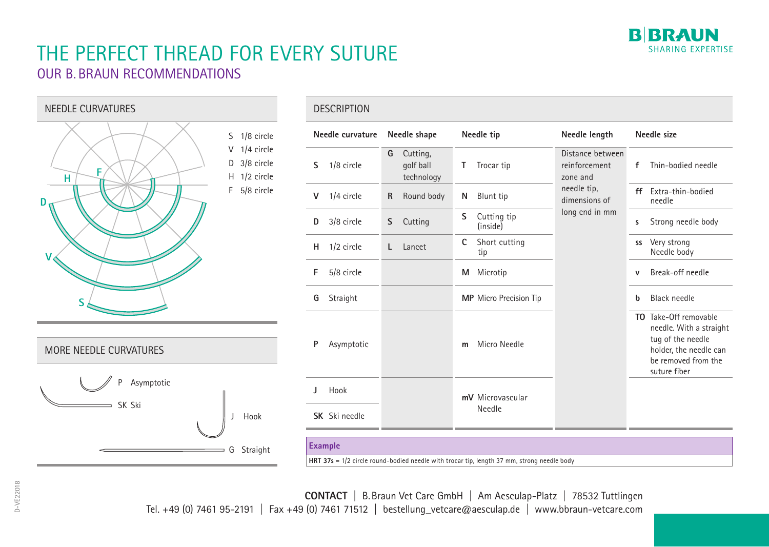# THE PERFECT THREAD FOR EVERY SUTURE

## OUR B. BRAUN RECOMMENDATIONS

### NEEDLE CURVATURES

S 1/8 circle
V 1/4 circle
D 3/8 circle
H 1/2 circle
F 5/8 circle

### MORE NEEDLE CURVATURES

P Asymptotic
SK Ski
J Hook
G Straight

### DESCRIPTION

| Needle curvature | | Needle shape | | Needle tip | | Needle length | Needle size | |
|---|---|---|---|---|---|---|---|---|
| S | 1/8 circle | G | Cutting, golf ball technology | T | Trocar tip | Distance between reinforcement zone and needle tip, dimensions of long end in mm | f | Thin-bodied needle |
| V | 1/4 circle | R | Round body | N | Blunt tip | | ff | Extra-thin-bodied needle |
| D | 3/8 circle | S | Cutting | S | Cutting tip (inside) | | s | Strong needle body |
| H | 1/2 circle | L | Lancet | C | Short cutting tip | | ss | Very strong Needle body |
| F | 5/8 circle | | | M | Microtip | | v | Break-off needle |
| G | Straight | | | MP | Micro Precision Tip | | b | Black needle |
| P | Asymptotic | | | m | Micro Needle | | TO | Take-Off removable needle. With a straight tug of the needle holder, the needle can be removed from the suture fiber |
| J | Hook | | | mV | Microvascular Needle | | | |
| SK | Ski needle | | | | | | | |

**Example**

**HRT 37s** = 1/2 circle round-bodied needle with trocar tip, length 37 mm, strong needle body

**CONTACT** | B. Braun Vet Care GmbH | Am Aesculap-Platz | 78532 Tuttlingen
Tel. +49 (0) 7461 95-2191 | Fax +49 (0) 7461 71512 | bestellung_vetcare@aesculap.de | www.bbraun-vetcare.com

D-VE22018